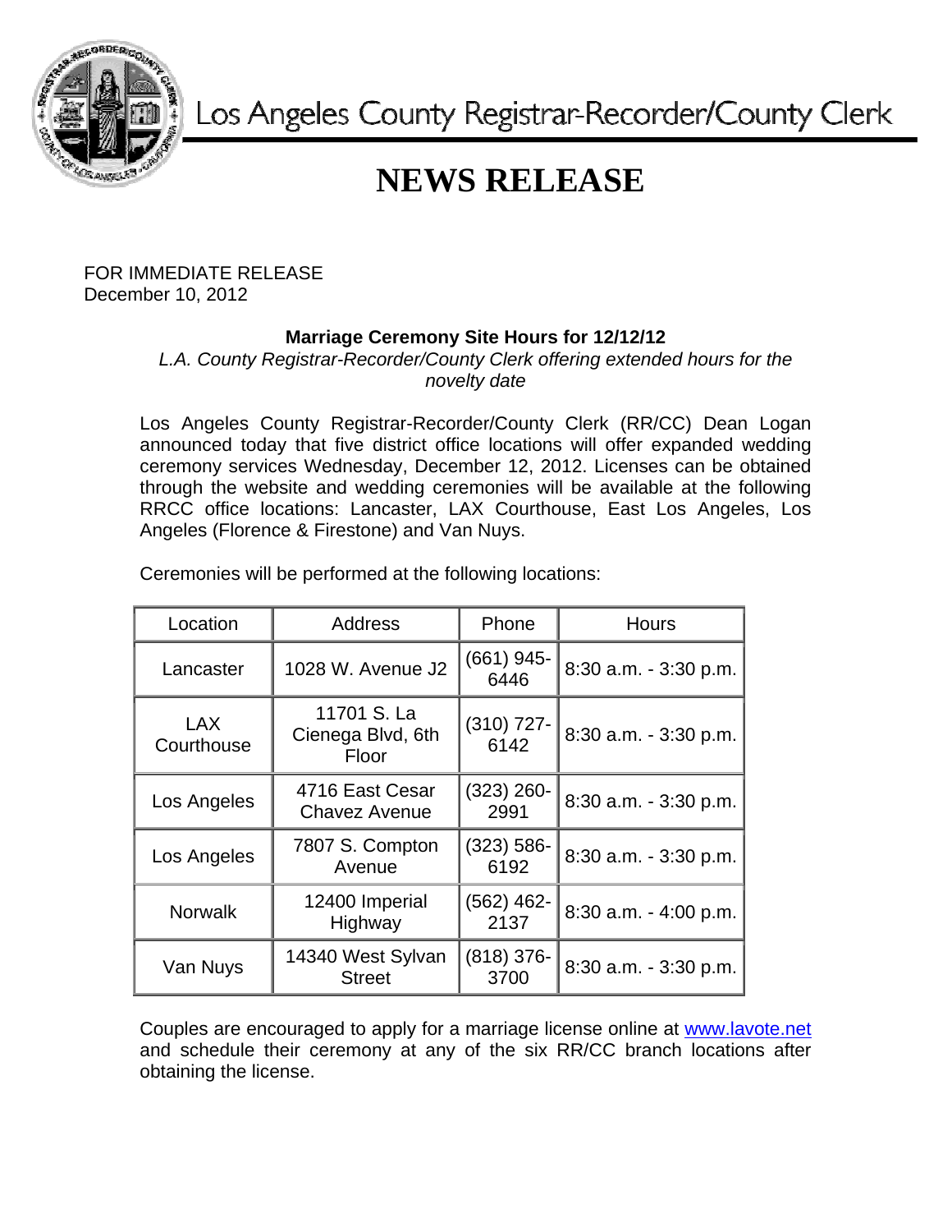Los Angeles County Registrar-Recorder/County Clerk

# NEWS RELEASE

FOR IMMEDIATE RELEASE
December 10, 2012

**Marriage Ceremony Site Hours for 12/12/12**

*L.A. County Registrar-Recorder/County Clerk offering extended hours for the novelty date*

Los Angeles County Registrar-Recorder/County Clerk (RR/CC) Dean Logan announced today that five district office locations will offer expanded wedding ceremony services Wednesday, December 12, 2012. Licenses can be obtained through the website and wedding ceremonies will be available at the following RRCC office locations: Lancaster, LAX Courthouse, East Los Angeles, Los Angeles (Florence & Firestone) and Van Nuys.

Ceremonies will be performed at the following locations:

| Location | Address | Phone | Hours |
|---|---|---|---|
| Lancaster | 1028 W. Avenue J2 | (661) 945-6446 | 8:30 a.m. - 3:30 p.m. |
| LAX Courthouse | 11701 S. La Cienega Blvd, 6th Floor | (310) 727-6142 | 8:30 a.m. - 3:30 p.m. |
| Los Angeles | 4716 East Cesar Chavez Avenue | (323) 260-2991 | 8:30 a.m. - 3:30 p.m. |
| Los Angeles | 7807 S. Compton Avenue | (323) 586-6192 | 8:30 a.m. - 3:30 p.m. |
| Norwalk | 12400 Imperial Highway | (562) 462-2137 | 8:30 a.m. - 4:00 p.m. |
| Van Nuys | 14340 West Sylvan Street | (818) 376-3700 | 8:30 a.m. - 3:30 p.m. |

Couples are encouraged to apply for a marriage license online at www.lavote.net and schedule their ceremony at any of the six RR/CC branch locations after obtaining the license.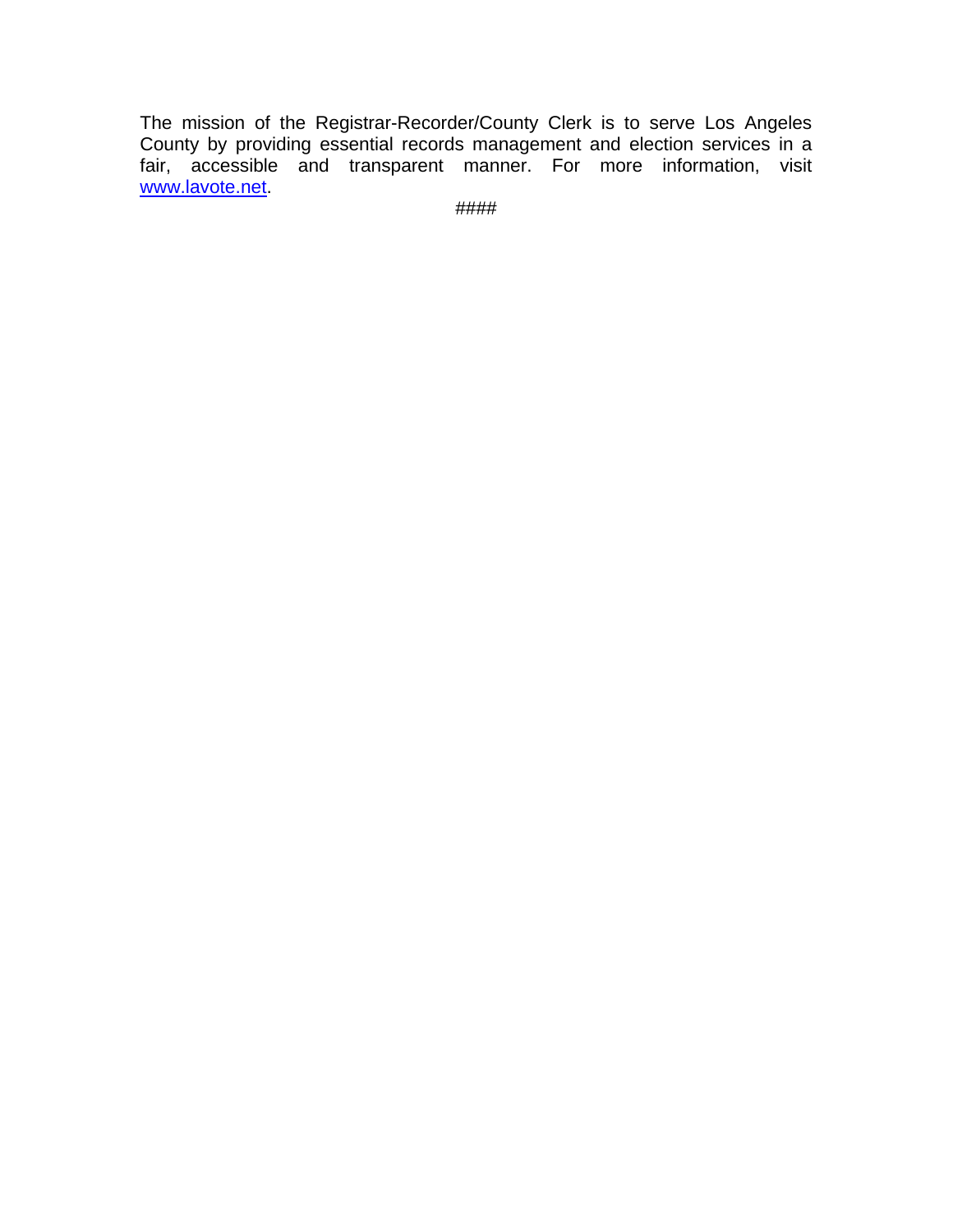The mission of the Registrar-Recorder/County Clerk is to serve Los Angeles County by providing essential records management and election services in a fair, accessible and transparent manner. For more information, visit [www.lavote.net](http://www.lavote.net).

####